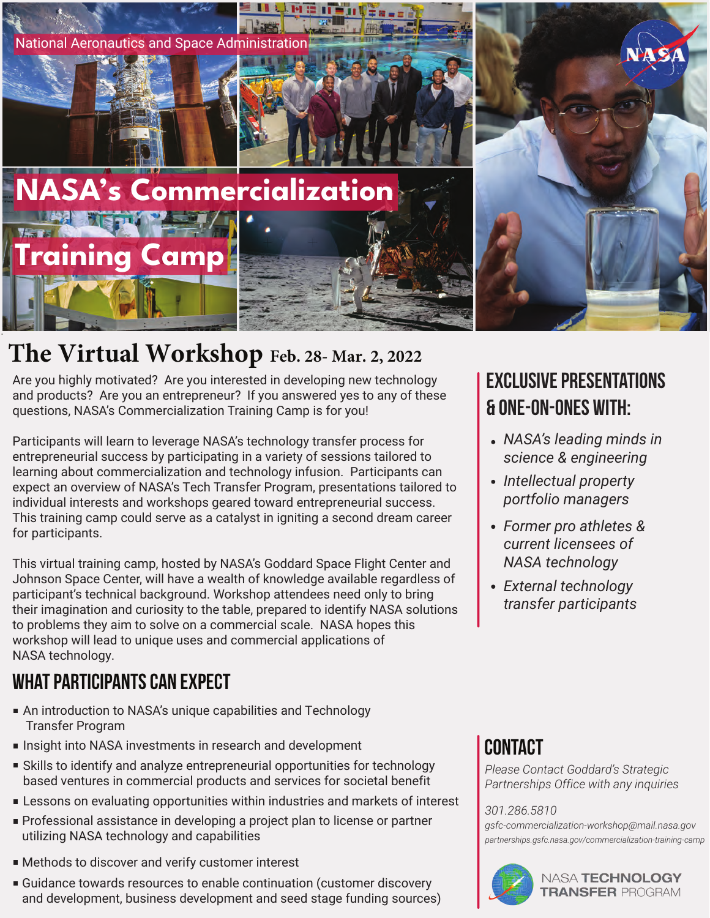National Aeronautics and Space Administration

# NASA's Commercialization Training Camp

## The Virtual Workshop Feb. 28- Mar. 2, 2022

Are you highly motivated? Are you interested in developing new technology and products? Are you an entrepreneur? If you answered yes to any of these questions, NASA's Commercialization Training Camp is for you!

Participants will learn to leverage NASA's technology transfer process for entrepreneurial success by participating in a variety of sessions tailored to learning about commercialization and technology infusion. Participants can expect an overview of NASA's Tech Transfer Program, presentations tailored to individual interests and workshops geared toward entrepreneurial success. This training camp could serve as a catalyst in igniting a second dream career for participants.

This virtual training camp, hosted by NASA's Goddard Space Flight Center and Johnson Space Center, will have a wealth of knowledge available regardless of participant's technical background. Workshop attendees need only to bring their imagination and curiosity to the table, prepared to identify NASA solutions to problems they aim to solve on a commercial scale. NASA hopes this workshop will lead to unique uses and commercial applications of NASA technology.

## What Participants Can Expect

- An introduction to NASA's unique capabilities and Technology Transfer Program
- Insight into NASA investments in research and development
- Skills to identify and analyze entrepreneurial opportunities for technology based ventures in commercial products and services for societal benefit
- Lessons on evaluating opportunities within industries and markets of interest
- Professional assistance in developing a project plan to license or partner utilizing NASA technology and capabilities
- Methods to discover and verify customer interest
- Guidance towards resources to enable continuation (customer discovery and development, business development and seed stage funding sources)

## Exclusive Presentations & One-on-Ones With:

- *NASA's leading minds in science & engineering*
- *Intellectual property portfolio managers*
- *Former pro athletes & current licensees of NASA technology*
- *External technology transfer participants*

## Contact

*Please Contact Goddard's Strategic Partnerships Office with any inquiries*

*301.286.5810*

*gsfc-commercialization-workshop@mail.nasa.gov*

*partnerships.gsfc.nasa.gov/commercialization-training-camp*

NASA TECHNOLOGY TRANSFER PROGRAM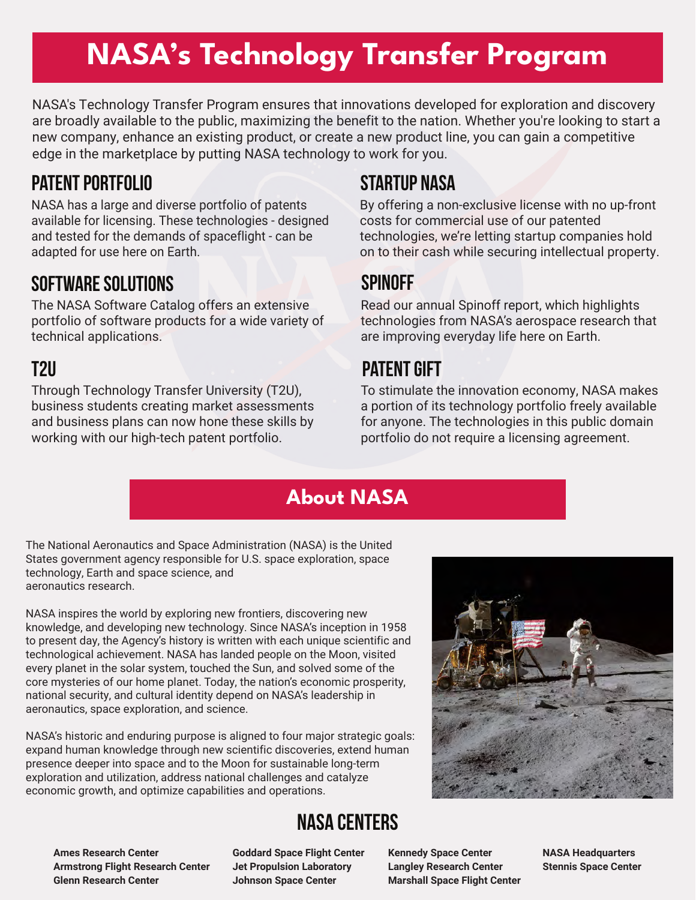# NASA's Technology Transfer Program

NASA's Technology Transfer Program ensures that innovations developed for exploration and discovery are broadly available to the public, maximizing the benefit to the nation. Whether you're looking to start a new company, enhance an existing product, or create a new product line, you can gain a competitive edge in the marketplace by putting NASA technology to work for you.

## PATENT PORTFOLIO

NASA has a large and diverse portfolio of patents available for licensing. These technologies - designed and tested for the demands of spaceflight - can be adapted for use here on Earth.

## SOFTWARE SOLUTIONS

The NASA Software Catalog offers an extensive portfolio of software products for a wide variety of technical applications.

## T2U

Through Technology Transfer University (T2U), business students creating market assessments and business plans can now hone these skills by working with our high-tech patent portfolio.

## STARTUP NASA

By offering a non-exclusive license with no up-front costs for commercial use of our patented technologies, we're letting startup companies hold on to their cash while securing intellectual property.

## SPINOFF

Read our annual Spinoff report, which highlights technologies from NASA's aerospace research that are improving everyday life here on Earth.

## PATENT GIFT

To stimulate the innovation economy, NASA makes a portion of its technology portfolio freely available for anyone. The technologies in this public domain portfolio do not require a licensing agreement.

# About NASA

The National Aeronautics and Space Administration (NASA) is the United States government agency responsible for U.S. space exploration, space technology, Earth and space science, and aeronautics research.

NASA inspires the world by exploring new frontiers, discovering new knowledge, and developing new technology. Since NASA's inception in 1958 to present day, the Agency's history is written with each unique scientific and technological achievement. NASA has landed people on the Moon, visited every planet in the solar system, touched the Sun, and solved some of the core mysteries of our home planet. Today, the nation's economic prosperity, national security, and cultural identity depend on NASA's leadership in aeronautics, space exploration, and science.

NASA's historic and enduring purpose is aligned to four major strategic goals: expand human knowledge through new scientific discoveries, extend human presence deeper into space and to the Moon for sustainable long-term exploration and utilization, address national challenges and catalyze economic growth, and optimize capabilities and operations.

## NASA CENTERS

**Ames Research Center**
**Armstrong Flight Research Center**
**Glenn Research Center**
**Goddard Space Flight Center**
**Jet Propulsion Laboratory**
**Johnson Space Center**
**Kennedy Space Center**
**Langley Research Center**
**Marshall Space Flight Center**
**NASA Headquarters**
**Stennis Space Center**